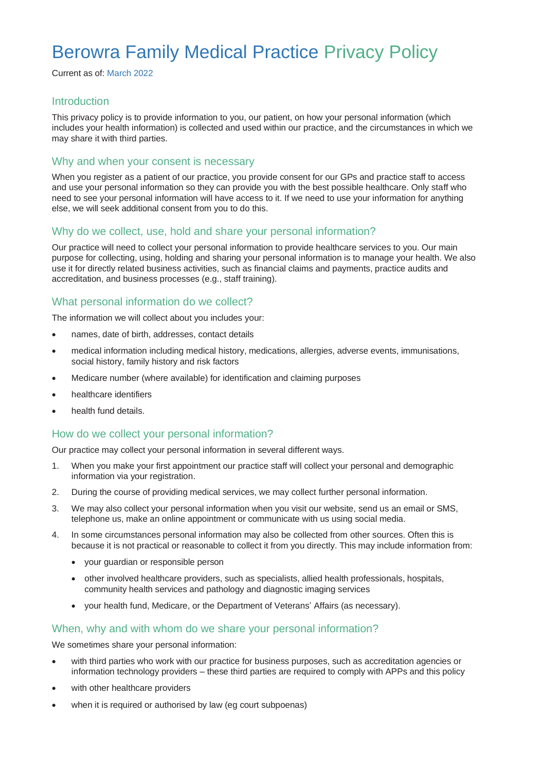# Berowra Family Medical Practice Privacy Policy

Current as of: March 2022

## Introduction

This privacy policy is to provide information to you, our patient, on how your personal information (which includes your health information) is collected and used within our practice, and the circumstances in which we may share it with third parties.

## Why and when your consent is necessary

When you register as a patient of our practice, you provide consent for our GPs and practice staff to access and use your personal information so they can provide you with the best possible healthcare. Only staff who need to see your personal information will have access to it. If we need to use your information for anything else, we will seek additional consent from you to do this.

## Why do we collect, use, hold and share your personal information?

Our practice will need to collect your personal information to provide healthcare services to you. Our main purpose for collecting, using, holding and sharing your personal information is to manage your health. We also use it for directly related business activities, such as financial claims and payments, practice audits and accreditation, and business processes (e.g., staff training).

## What personal information do we collect?

The information we will collect about you includes your:

- names, date of birth, addresses, contact details
- medical information including medical history, medications, allergies, adverse events, immunisations, social history, family history and risk factors
- Medicare number (where available) for identification and claiming purposes
- healthcare identifiers
- health fund details.

## How do we collect your personal information?

Our practice may collect your personal information in several different ways.

1. When you make your first appointment our practice staff will collect your personal and demographic information via your registration.
2. During the course of providing medical services, we may collect further personal information.
3. We may also collect your personal information when you visit our website, send us an email or SMS, telephone us, make an online appointment or communicate with us using social media.
4. In some circumstances personal information may also be collected from other sources. Often this is because it is not practical or reasonable to collect it from you directly. This may include information from:
   - your guardian or responsible person
   - other involved healthcare providers, such as specialists, allied health professionals, hospitals, community health services and pathology and diagnostic imaging services
   - your health fund, Medicare, or the Department of Veterans' Affairs (as necessary).

## When, why and with whom do we share your personal information?

We sometimes share your personal information:

- with third parties who work with our practice for business purposes, such as accreditation agencies or information technology providers – these third parties are required to comply with APPs and this policy
- with other healthcare providers
- when it is required or authorised by law (eg court subpoenas)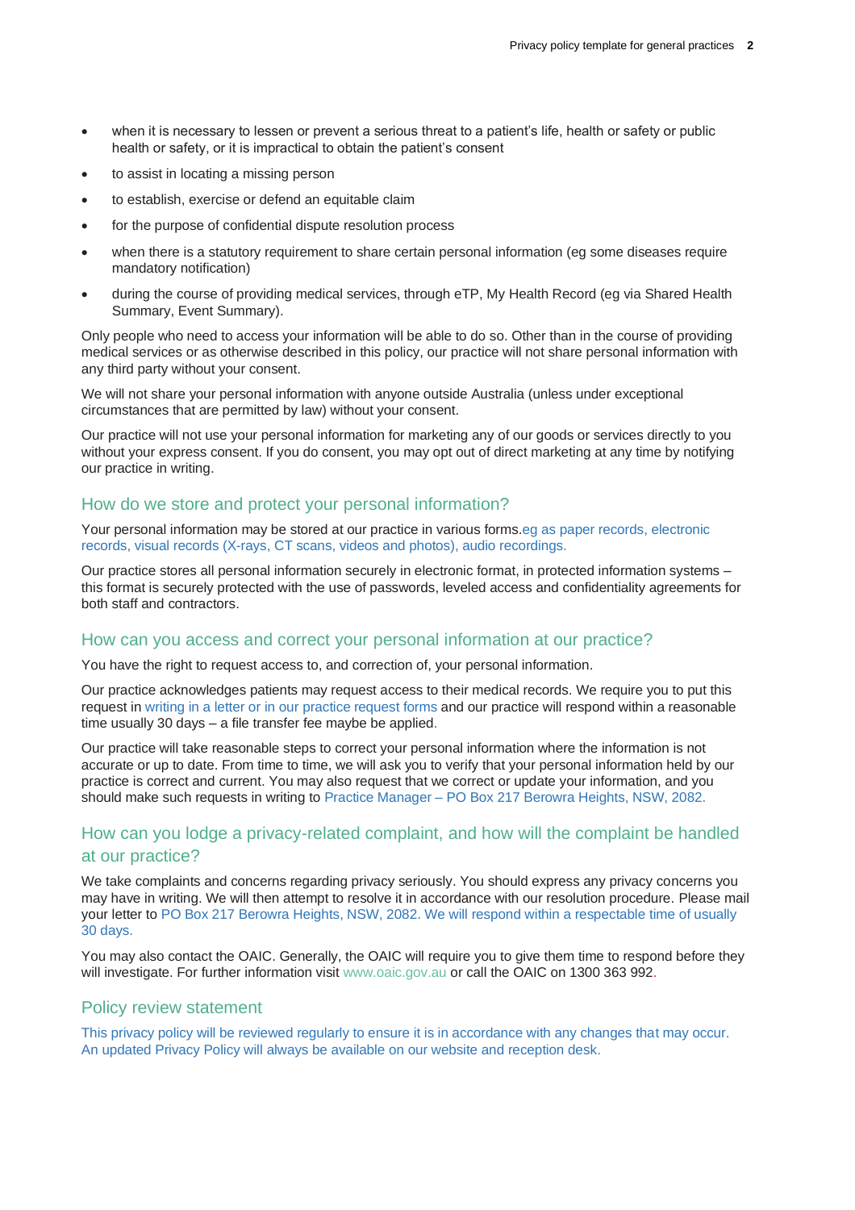- when it is necessary to lessen or prevent a serious threat to a patient's life, health or safety or public health or safety, or it is impractical to obtain the patient's consent
- to assist in locating a missing person
- to establish, exercise or defend an equitable claim
- for the purpose of confidential dispute resolution process
- when there is a statutory requirement to share certain personal information (eg some diseases require mandatory notification)
- during the course of providing medical services, through eTP, My Health Record (eg via Shared Health Summary, Event Summary).

Only people who need to access your information will be able to do so. Other than in the course of providing medical services or as otherwise described in this policy, our practice will not share personal information with any third party without your consent.

We will not share your personal information with anyone outside Australia (unless under exceptional circumstances that are permitted by law) without your consent.

Our practice will not use your personal information for marketing any of our goods or services directly to you without your express consent. If you do consent, you may opt out of direct marketing at any time by notifying our practice in writing.

## How do we store and protect your personal information?

Your personal information may be stored at our practice in various forms.eg as paper records, electronic records, visual records (X-rays, CT scans, videos and photos), audio recordings.

Our practice stores all personal information securely in electronic format, in protected information systems – this format is securely protected with the use of passwords, leveled access and confidentiality agreements for both staff and contractors.

## How can you access and correct your personal information at our practice?

You have the right to request access to, and correction of, your personal information.

Our practice acknowledges patients may request access to their medical records. We require you to put this request in writing in a letter or in our practice request forms and our practice will respond within a reasonable time usually 30 days – a file transfer fee maybe be applied.

Our practice will take reasonable steps to correct your personal information where the information is not accurate or up to date. From time to time, we will ask you to verify that your personal information held by our practice is correct and current. You may also request that we correct or update your information, and you should make such requests in writing to Practice Manager – PO Box 217 Berowra Heights, NSW, 2082.

## How can you lodge a privacy-related complaint, and how will the complaint be handled at our practice?

We take complaints and concerns regarding privacy seriously. You should express any privacy concerns you may have in writing. We will then attempt to resolve it in accordance with our resolution procedure. Please mail your letter to PO Box 217 Berowra Heights, NSW, 2082. We will respond within a respectable time of usually 30 days.

You may also contact the OAIC. Generally, the OAIC will require you to give them time to respond before they will investigate. For further information visit www.oaic.gov.au or call the OAIC on 1300 363 992.

## Policy review statement

This privacy policy will be reviewed regularly to ensure it is in accordance with any changes that may occur. An updated Privacy Policy will always be available on our website and reception desk.